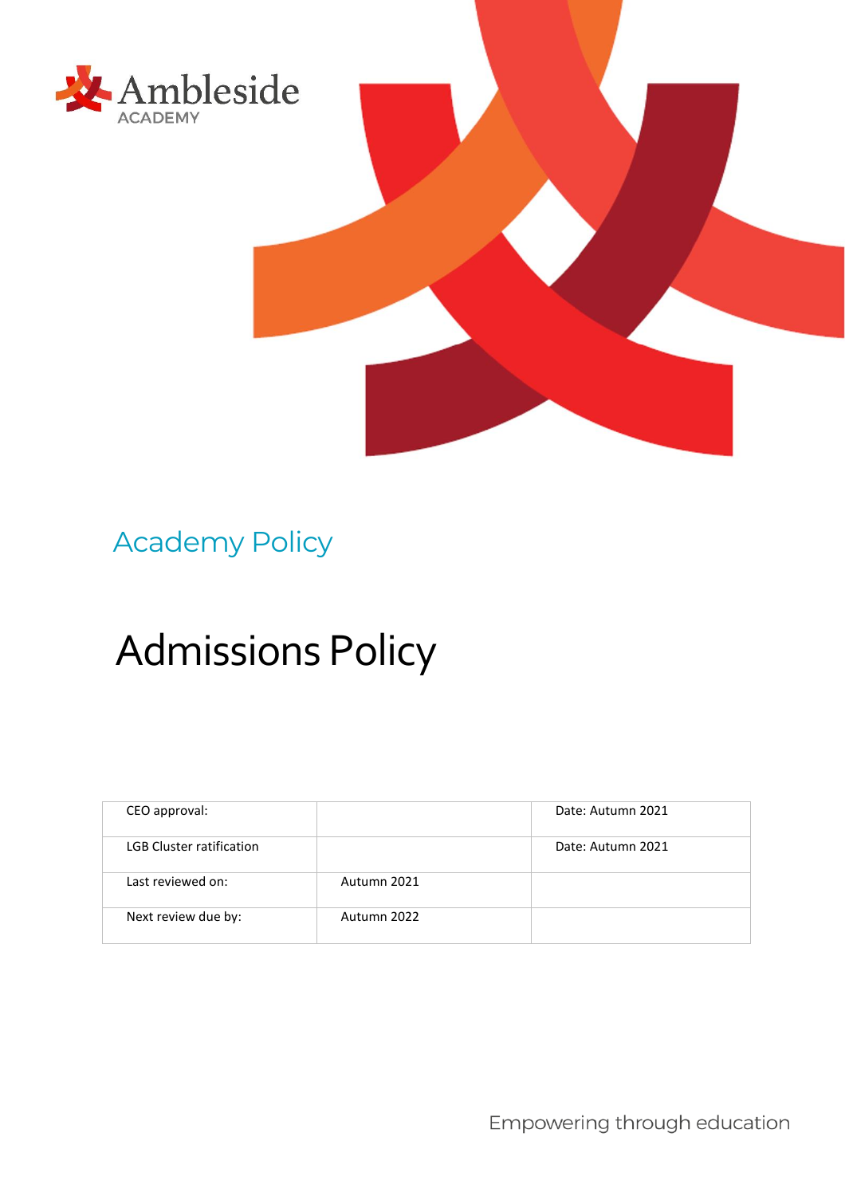Ambleside
ACADEMY

Academy Policy

# Admissions Policy

| CEO approval: | | Date: Autumn 2021 |
|---|---|---|
| LGB Cluster ratification | | Date: Autumn 2021 |
| Last reviewed on: | Autumn 2021 | |
| Next review due by: | Autumn 2022 | |

Empowering through education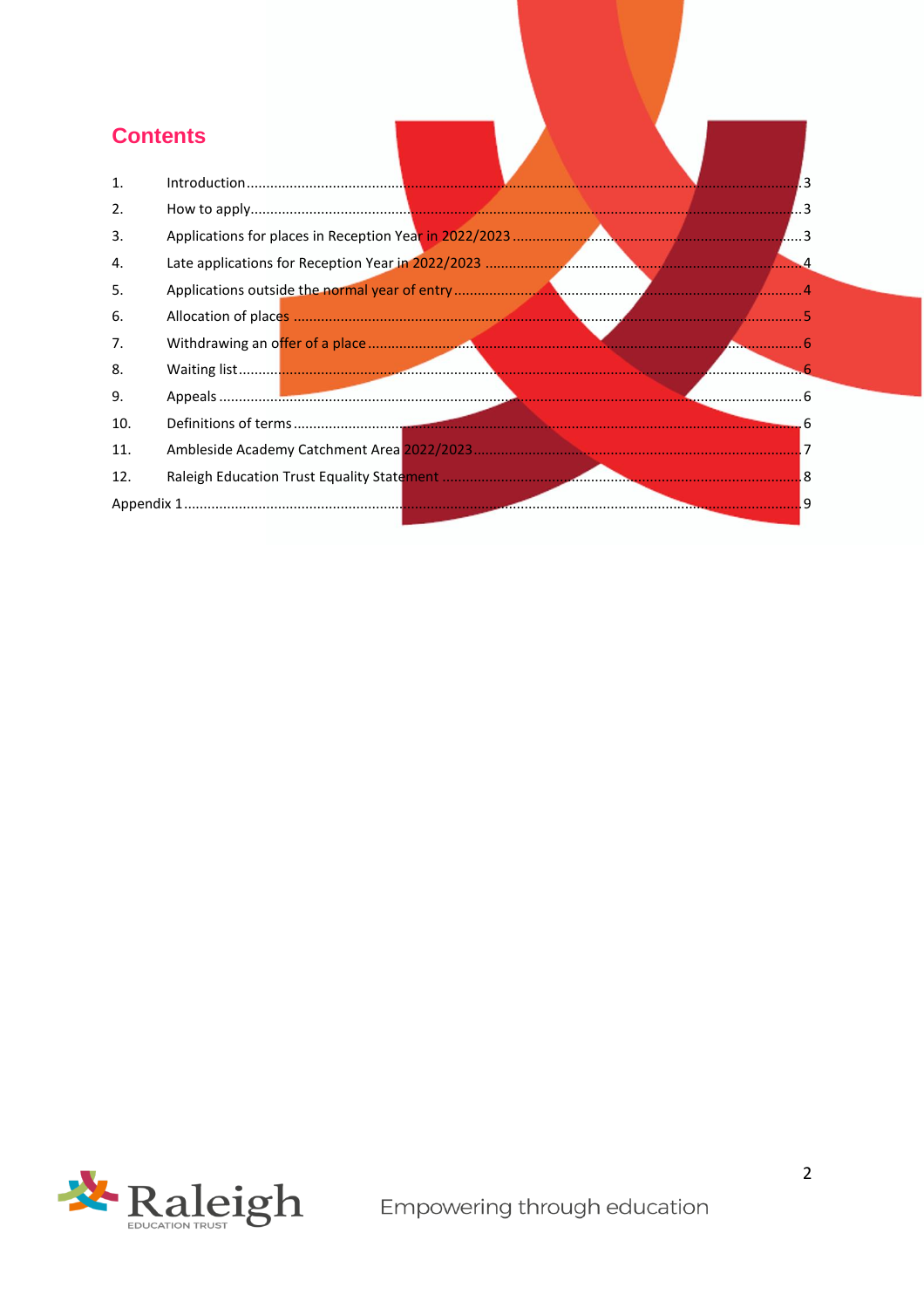## Contents

| | | |
|---|---|---|
| 1. | Introduction | 3 |
| 2. | How to apply | 3 |
| 3. | Applications for places in Reception Year in 2022/2023 | 3 |
| 4. | Late applications for Reception Year in 2022/2023 | 4 |
| 5. | Applications outside the normal year of entry | 4 |
| 6. | Allocation of places | 5 |
| 7. | Withdrawing an offer of a place | 6 |
| 8. | Waiting list | 6 |
| 9. | Appeals | 6 |
| 10. | Definitions of terms | 6 |
| 11. | Ambleside Academy Catchment Area 2022/2023 | 7 |
| 12. | Raleigh Education Trust Equality Statement | 8 |
| Appendix 1 | | 9 |

Empowering through education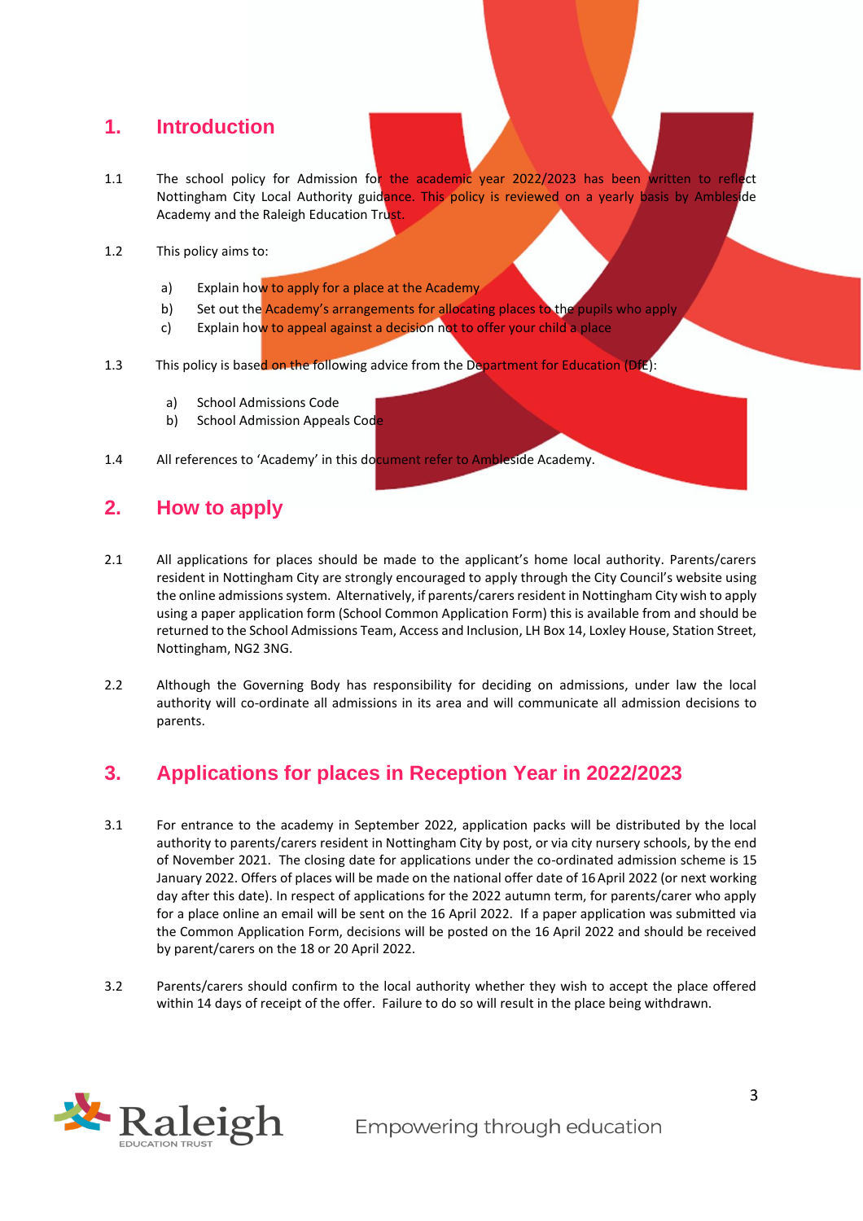## 1. Introduction

1.1 The school policy for Admission for the academic year 2022/2023 has been written to reflect Nottingham City Local Authority guidance. This policy is reviewed on a yearly basis by Ambleside Academy and the Raleigh Education Trust.

1.2 This policy aims to:

a) Explain how to apply for a place at the Academy
b) Set out the Academy's arrangements for allocating places to the pupils who apply
c) Explain how to appeal against a decision not to offer your child a place

1.3 This policy is based on the following advice from the Department for Education (DfE):

a) School Admissions Code
b) School Admission Appeals Code

1.4 All references to 'Academy' in this document refer to Ambleside Academy.

## 2. How to apply

2.1 All applications for places should be made to the applicant's home local authority. Parents/carers resident in Nottingham City are strongly encouraged to apply through the City Council's website using the online admissions system. Alternatively, if parents/carers resident in Nottingham City wish to apply using a paper application form (School Common Application Form) this is available from and should be returned to the School Admissions Team, Access and Inclusion, LH Box 14, Loxley House, Station Street, Nottingham, NG2 3NG.

2.2 Although the Governing Body has responsibility for deciding on admissions, under law the local authority will co-ordinate all admissions in its area and will communicate all admission decisions to parents.

## 3. Applications for places in Reception Year in 2022/2023

3.1 For entrance to the academy in September 2022, application packs will be distributed by the local authority to parents/carers resident in Nottingham City by post, or via city nursery schools, by the end of November 2021. The closing date for applications under the co-ordinated admission scheme is 15 January 2022. Offers of places will be made on the national offer date of 16 April 2022 (or next working day after this date). In respect of applications for the 2022 autumn term, for parents/carer who apply for a place online an email will be sent on the 16 April 2022. If a paper application was submitted via the Common Application Form, decisions will be posted on the 16 April 2022 and should be received by parent/carers on the 18 or 20 April 2022.

3.2 Parents/carers should confirm to the local authority whether they wish to accept the place offered within 14 days of receipt of the offer. Failure to do so will result in the place being withdrawn.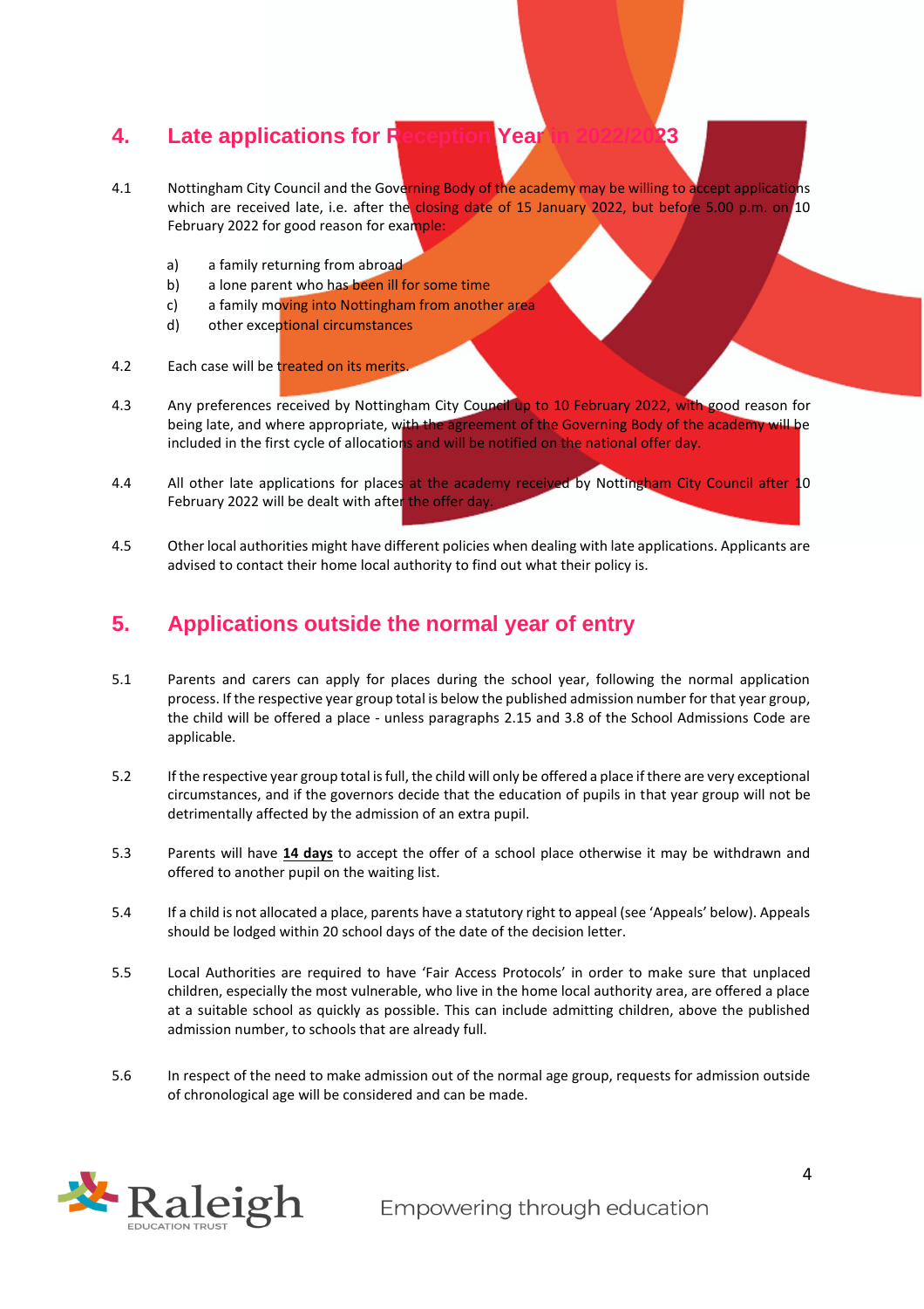## 4. Late applications for Reception Year in 2022/2023

4.1 Nottingham City Council and the Governing Body of the academy may be willing to accept applications which are received late, i.e. after the closing date of 15 January 2022, but before 5.00 p.m. on 10 February 2022 for good reason for example:

a) a family returning from abroad
b) a lone parent who has been ill for some time
c) a family moving into Nottingham from another area
d) other exceptional circumstances

4.2 Each case will be treated on its merits.

4.3 Any preferences received by Nottingham City Council up to 10 February 2022, with good reason for being late, and where appropriate, with the agreement of the Governing Body of the academy will be included in the first cycle of allocations and will be notified on the national offer day.

4.4 All other late applications for places at the academy received by Nottingham City Council after 10 February 2022 will be dealt with after the offer day.

4.5 Other local authorities might have different policies when dealing with late applications. Applicants are advised to contact their home local authority to find out what their policy is.

## 5. Applications outside the normal year of entry

5.1 Parents and carers can apply for places during the school year, following the normal application process. If the respective year group total is below the published admission number for that year group, the child will be offered a place - unless paragraphs 2.15 and 3.8 of the School Admissions Code are applicable.

5.2 If the respective year group total is full, the child will only be offered a place if there are very exceptional circumstances, and if the governors decide that the education of pupils in that year group will not be detrimentally affected by the admission of an extra pupil.

5.3 Parents will have **14 days** to accept the offer of a school place otherwise it may be withdrawn and offered to another pupil on the waiting list.

5.4 If a child is not allocated a place, parents have a statutory right to appeal (see 'Appeals' below). Appeals should be lodged within 20 school days of the date of the decision letter.

5.5 Local Authorities are required to have 'Fair Access Protocols' in order to make sure that unplaced children, especially the most vulnerable, who live in the home local authority area, are offered a place at a suitable school as quickly as possible. This can include admitting children, above the published admission number, to schools that are already full.

5.6 In respect of the need to make admission out of the normal age group, requests for admission outside of chronological age will be considered and can be made.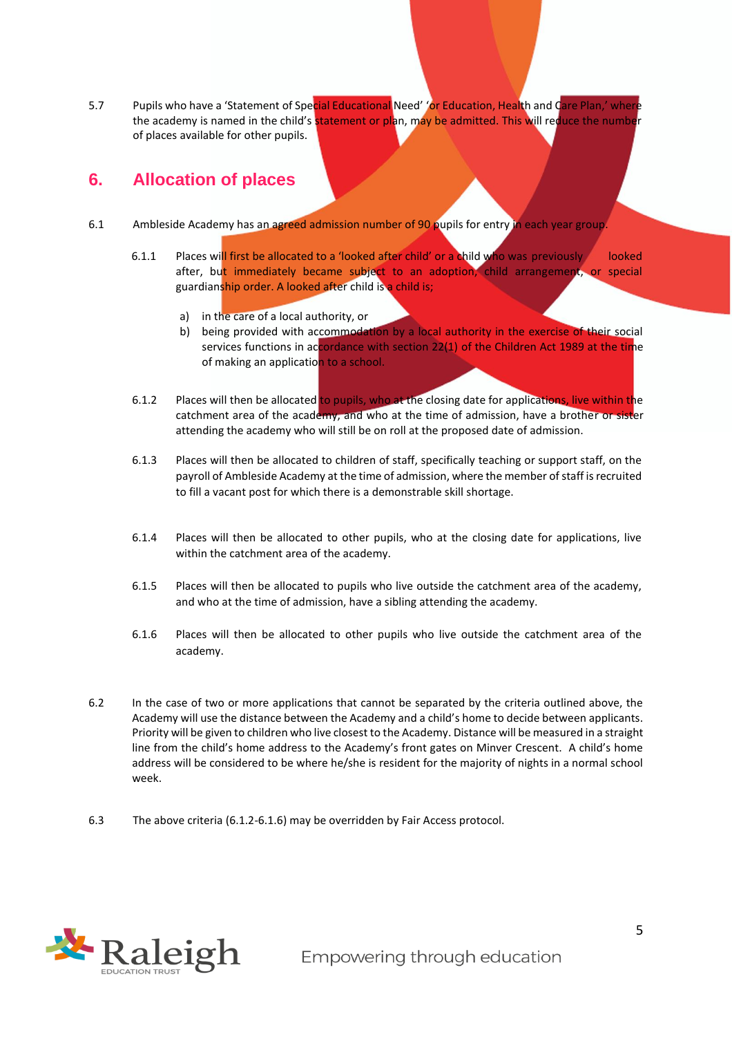5.7 Pupils who have a 'Statement of Special Educational Need' 'or Education, Health and Care Plan,' where the academy is named in the child's statement or plan, may be admitted. This will reduce the number of places available for other pupils.

## 6. Allocation of places

6.1 Ambleside Academy has an agreed admission number of 90 pupils for entry in each year group.

6.1.1 Places will first be allocated to a 'looked after child' or a child who was previously looked after, but immediately became subject to an adoption, child arrangement, or special guardianship order. A looked after child is a child is;

a) in the care of a local authority, or
b) being provided with accommodation by a local authority in the exercise of their social services functions in accordance with section 22(1) of the Children Act 1989 at the time of making an application to a school.

6.1.2 Places will then be allocated to pupils, who at the closing date for applications, live within the catchment area of the academy, and who at the time of admission, have a brother or sister attending the academy who will still be on roll at the proposed date of admission.

6.1.3 Places will then be allocated to children of staff, specifically teaching or support staff, on the payroll of Ambleside Academy at the time of admission, where the member of staff is recruited to fill a vacant post for which there is a demonstrable skill shortage.

6.1.4 Places will then be allocated to other pupils, who at the closing date for applications, live within the catchment area of the academy.

6.1.5 Places will then be allocated to pupils who live outside the catchment area of the academy, and who at the time of admission, have a sibling attending the academy.

6.1.6 Places will then be allocated to other pupils who live outside the catchment area of the academy.

6.2 In the case of two or more applications that cannot be separated by the criteria outlined above, the Academy will use the distance between the Academy and a child's home to decide between applicants. Priority will be given to children who live closest to the Academy. Distance will be measured in a straight line from the child's home address to the Academy's front gates on Minver Crescent. A child's home address will be considered to be where he/she is resident for the majority of nights in a normal school week.

6.3 The above criteria (6.1.2-6.1.6) may be overridden by Fair Access protocol.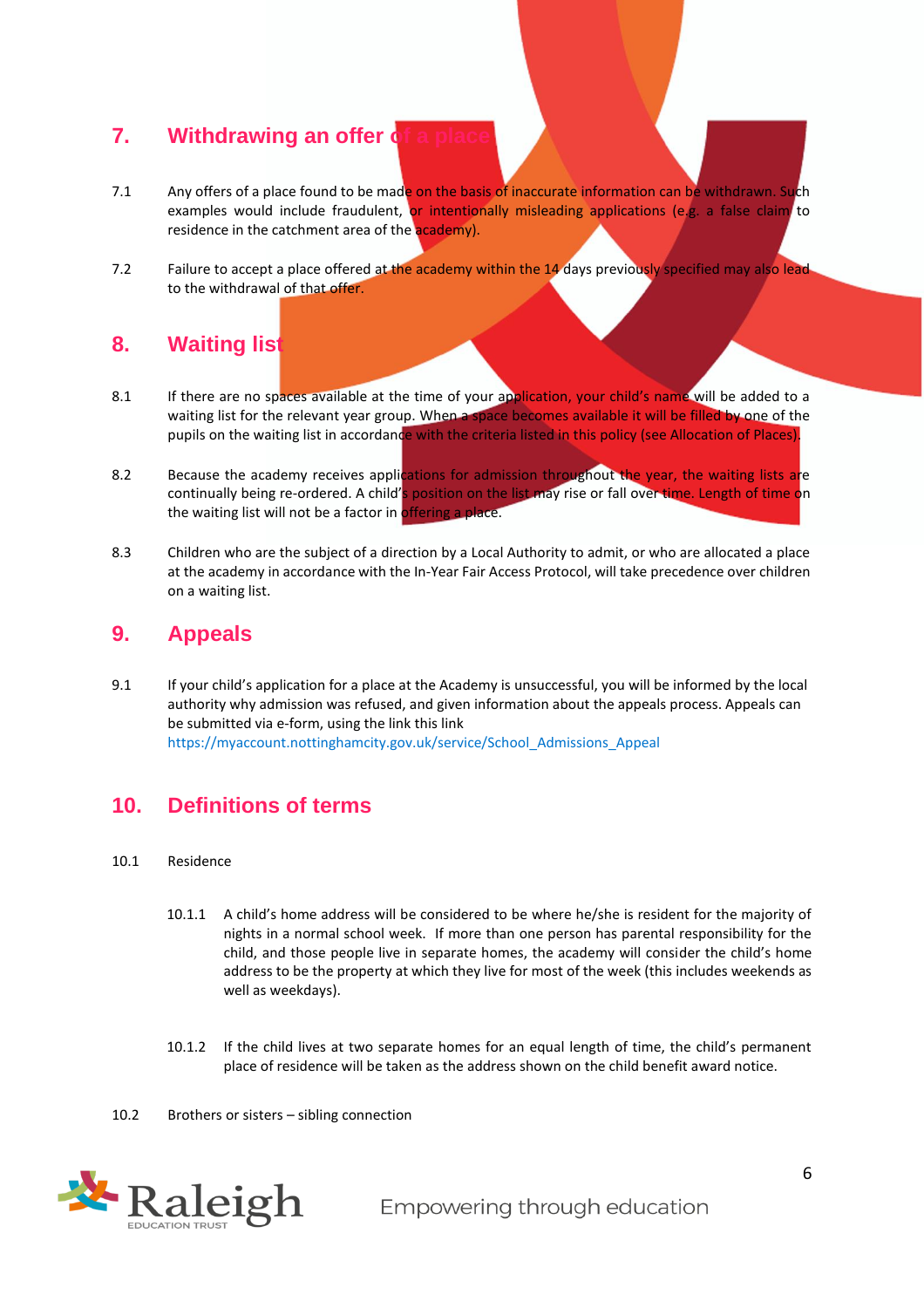## 7. Withdrawing an offer of a place

7.1 Any offers of a place found to be made on the basis of inaccurate information can be withdrawn. Such examples would include fraudulent, or intentionally misleading applications (e.g. a false claim to residence in the catchment area of the academy).

7.2 Failure to accept a place offered at the academy within the 14 days previously specified may also lead to the withdrawal of that offer.

## 8. Waiting list

8.1 If there are no spaces available at the time of your application, your child's name will be added to a waiting list for the relevant year group. When a space becomes available it will be filled by one of the pupils on the waiting list in accordance with the criteria listed in this policy (see Allocation of Places).

8.2 Because the academy receives applications for admission throughout the year, the waiting lists are continually being re-ordered. A child's position on the list may rise or fall over time. Length of time on the waiting list will not be a factor in offering a place.

8.3 Children who are the subject of a direction by a Local Authority to admit, or who are allocated a place at the academy in accordance with the In-Year Fair Access Protocol, will take precedence over children on a waiting list.

## 9. Appeals

9.1 If your child's application for a place at the Academy is unsuccessful, you will be informed by the local authority why admission was refused, and given information about the appeals process. Appeals can be submitted via e-form, using the link this link https://myaccount.nottinghamcity.gov.uk/service/School_Admissions_Appeal

## 10. Definitions of terms

10.1 Residence

10.1.1 A child's home address will be considered to be where he/she is resident for the majority of nights in a normal school week. If more than one person has parental responsibility for the child, and those people live in separate homes, the academy will consider the child's home address to be the property at which they live for most of the week (this includes weekends as well as weekdays).

10.1.2 If the child lives at two separate homes for an equal length of time, the child's permanent place of residence will be taken as the address shown on the child benefit award notice.

10.2 Brothers or sisters – sibling connection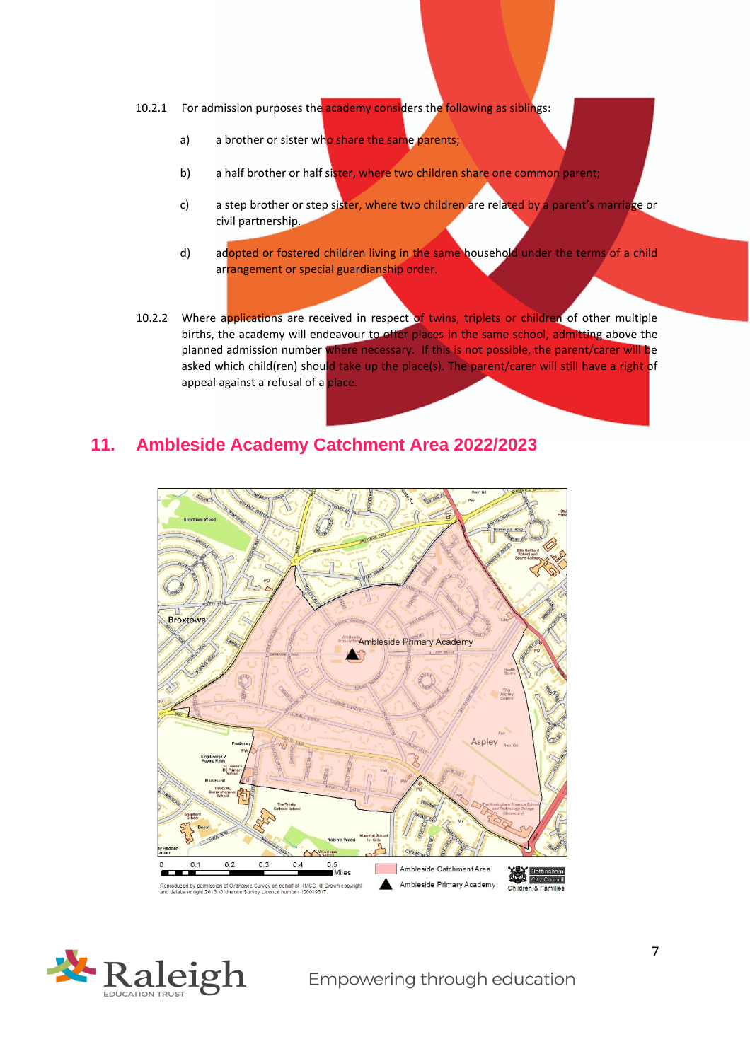10.2.1 For admission purposes the academy considers the following as siblings:

a) a brother or sister who share the same parents;

b) a half brother or half sister, where two children share one common parent;

c) a step brother or step sister, where two children are related by a parent's marriage or civil partnership.

d) adopted or fostered children living in the same household under the terms of a child arrangement or special guardianship order.

10.2.2 Where applications are received in respect of twins, triplets or children of other multiple births, the academy will endeavour to offer places in the same school, admitting above the planned admission number where necessary. If this is not possible, the parent/carer will be asked which child(ren) should take up the place(s). The parent/carer will still have a right of appeal against a refusal of a place.

## 11. Ambleside Academy Catchment Area 2022/2023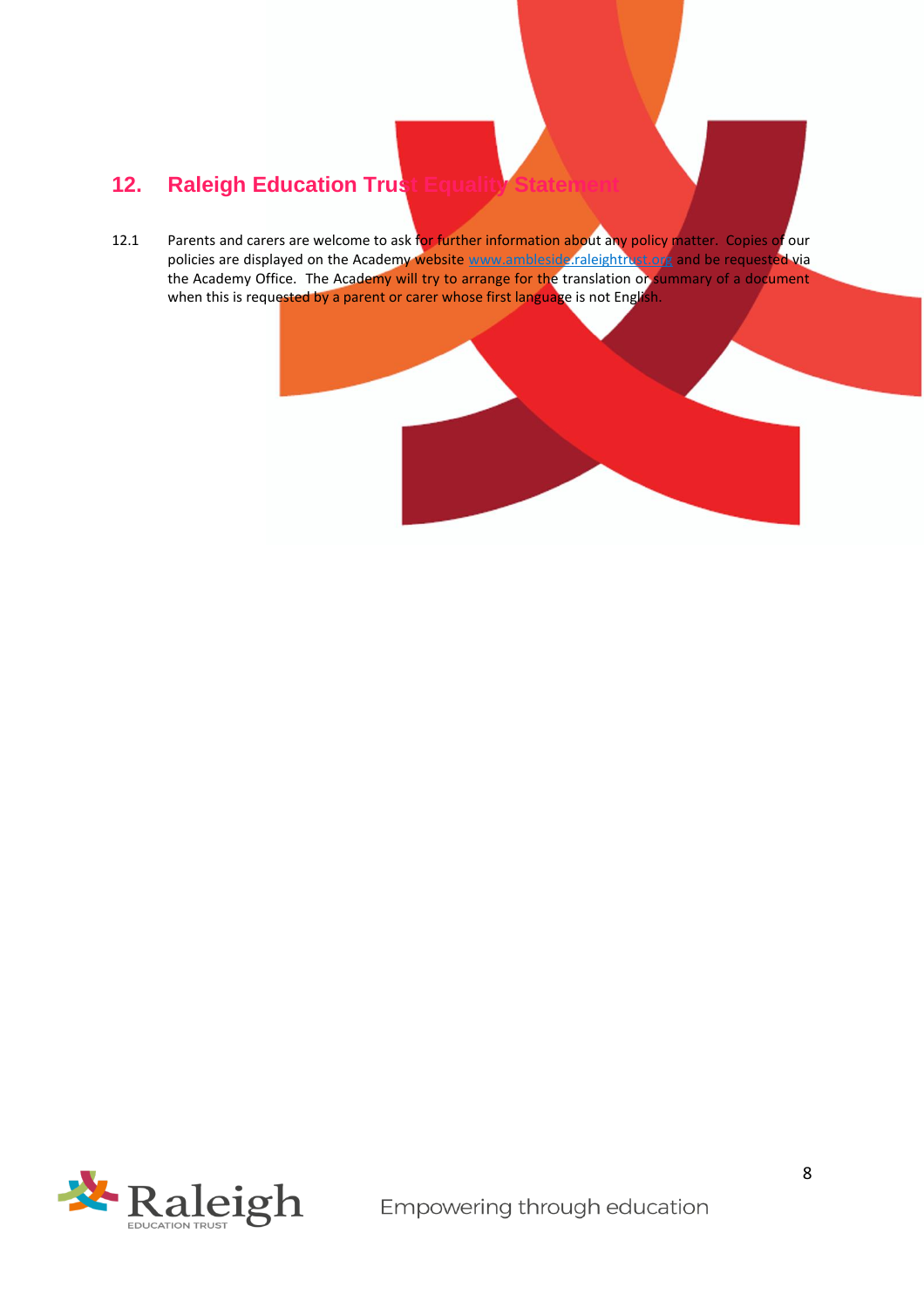## 12. Raleigh Education Trust Equality Statement

12.1 Parents and carers are welcome to ask for further information about any policy matter. Copies of our policies are displayed on the Academy website www.ambleside.raleightrust.org and be requested via the Academy Office. The Academy will try to arrange for the translation or summary of a document when this is requested by a parent or carer whose first language is not English.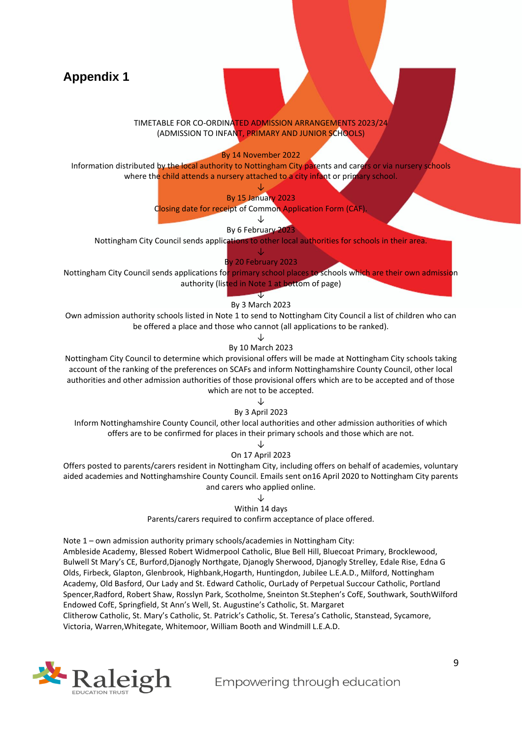# Appendix 1

TIMETABLE FOR CO-ORDINATED ADMISSION ARRANGEMENTS 2023/24
(ADMISSION TO INFANT, PRIMARY AND JUNIOR SCHOOLS)

By 14 November 2022
Information distributed by the local authority to Nottingham City parents and carers or via nursery schools where the child attends a nursery attached to a city infant or primary school.

↓

By 15 January 2023
Closing date for receipt of Common Application Form (CAF).

↓

By 6 February 2023
Nottingham City Council sends applications to other local authorities for schools in their area.

↓

By 20 February 2023
Nottingham City Council sends applications for primary school places to schools which are their own admission authority (listed in Note 1 at bottom of page)

↓

By 3 March 2023
Own admission authority schools listed in Note 1 to send to Nottingham City Council a list of children who can be offered a place and those who cannot (all applications to be ranked).

↓

By 10 March 2023
Nottingham City Council to determine which provisional offers will be made at Nottingham City schools taking account of the ranking of the preferences on SCAFs and inform Nottinghamshire County Council, other local authorities and other admission authorities of those provisional offers which are to be accepted and of those which are not to be accepted.

↓

By 3 April 2023
Inform Nottinghamshire County Council, other local authorities and other admission authorities of which offers are to be confirmed for places in their primary schools and those which are not.

↓

On 17 April 2023
Offers posted to parents/carers resident in Nottingham City, including offers on behalf of academies, voluntary aided academies and Nottinghamshire County Council. Emails sent on16 April 2020 to Nottingham City parents and carers who applied online.

↓

Within 14 days
Parents/carers required to confirm acceptance of place offered.

Note 1 – own admission authority primary schools/academies in Nottingham City:
Ambleside Academy, Blessed Robert Widmerpool Catholic, Blue Bell Hill, Bluecoat Primary, Brocklewood, Bulwell St Mary's CE, Burford,Djanogly Northgate, Djanogly Sherwood, Djanogly Strelley, Edale Rise, Edna G Olds, Firbeck, Glapton, Glenbrook, Highbank,Hogarth, Huntingdon, Jubilee L.E.A.D., Milford, Nottingham Academy, Old Basford, Our Lady and St. Edward Catholic, OurLady of Perpetual Succour Catholic, Portland Spencer,Radford, Robert Shaw, Rosslyn Park, Scotholme, Sneinton St.Stephen's CofE, Southwark, SouthWilford Endowed CofE, Springfield, St Ann's Well, St. Augustine's Catholic, St. Margaret Clitherow Catholic, St. Mary's Catholic, St. Patrick's Catholic, St. Teresa's Catholic, Stanstead, Sycamore, Victoria, Warren,Whitegate, Whitemoor, William Booth and Windmill L.E.A.D.

Raleigh EDUCATION TRUST

Empowering through education